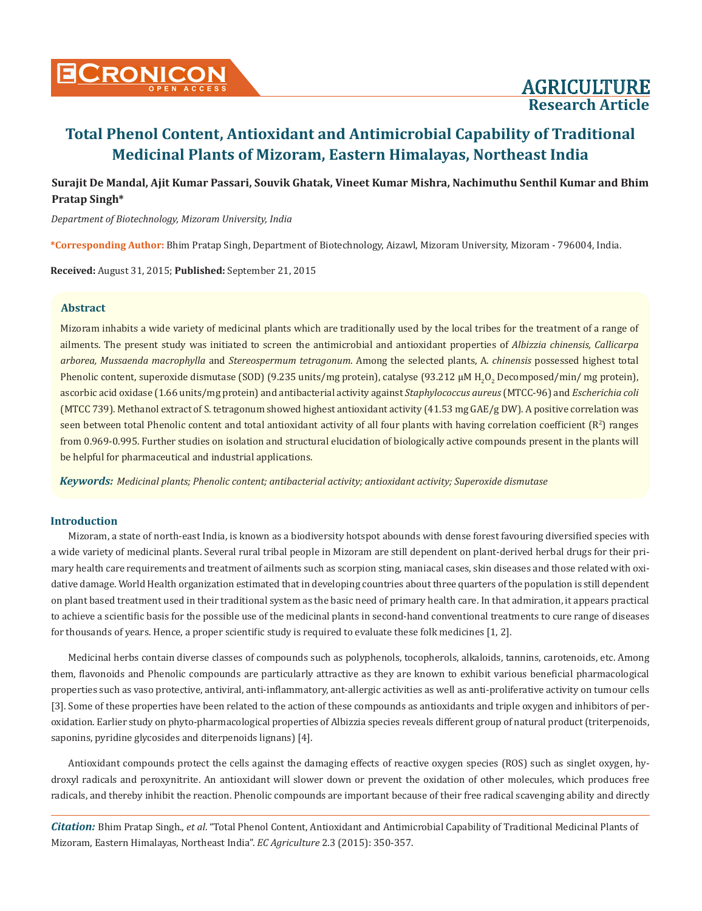# Total Phenol Content, Antioxidant and Antimicrobial Capability of Traditional Medicinal Plants of Mizoram, Eastern Himalayas, Northeast India

**Surajit De Mandal, Ajit Kumar Passari, Souvik Ghatak, Vineet Kumar Mishra, Nachimuthu Senthil Kumar and Bhim Pratap Singh***

*Department of Biotechnology, Mizoram University, India*

***Corresponding Author:** Bhim Pratap Singh, Department of Biotechnology, Aizawl, Mizoram University, Mizoram - 796004, India.

**Received:** August 31, 2015; **Published:** September 21, 2015

## Abstract

Mizoram inhabits a wide variety of medicinal plants which are traditionally used by the local tribes for the treatment of a range of ailments. The present study was initiated to screen the antimicrobial and antioxidant properties of *Albizzia chinensis, Callicarpa arborea, Mussaenda macrophylla* and *Stereospermum tetragonum*. Among the selected plants, A. *chinensis* possessed highest total Phenolic content, superoxide dismutase (SOD) (9.235 units/mg protein), catalyse (93.212 µM $H_2O_2$ Decomposed/min/ mg protein), ascorbic acid oxidase (1.66 units/mg protein) and antibacterial activity against *Staphylococcus aureus* (MTCC-96) and *Escherichia coli* (MTCC 739). Methanol extract of S. tetragonum showed highest antioxidant activity (41.53 mg GAE/g DW). A positive correlation was seen between total Phenolic content and total antioxidant activity of all four plants with having correlation coefficient ($R^2$) ranges from 0.969-0.995. Further studies on isolation and structural elucidation of biologically active compounds present in the plants will be helpful for pharmaceutical and industrial applications.

***Keywords:*** *Medicinal plants; Phenolic content; antibacterial activity; antioxidant activity; Superoxide dismutase*

## Introduction

Mizoram, a state of north-east India, is known as a biodiversity hotspot abounds with dense forest favouring diversified species with a wide variety of medicinal plants. Several rural tribal people in Mizoram are still dependent on plant-derived herbal drugs for their primary health care requirements and treatment of ailments such as scorpion sting, maniacal cases, skin diseases and those related with oxidative damage. World Health organization estimated that in developing countries about three quarters of the population is still dependent on plant based treatment used in their traditional system as the basic need of primary health care. In that admiration, it appears practical to achieve a scientific basis for the possible use of the medicinal plants in second-hand conventional treatments to cure range of diseases for thousands of years. Hence, a proper scientific study is required to evaluate these folk medicines [1, 2].

Medicinal herbs contain diverse classes of compounds such as polyphenols, tocopherols, alkaloids, tannins, carotenoids, etc. Among them, flavonoids and Phenolic compounds are particularly attractive as they are known to exhibit various beneficial pharmacological properties such as vaso protective, antiviral, anti-inflammatory, ant-allergic activities as well as anti-proliferative activity on tumour cells [3]. Some of these properties have been related to the action of these compounds as antioxidants and triple oxygen and inhibitors of peroxidation. Earlier study on phyto-pharmacological properties of Albizzia species reveals different group of natural product (triterpenoids, saponins, pyridine glycosides and diterpenoids lignans) [4].

Antioxidant compounds protect the cells against the damaging effects of reactive oxygen species (ROS) such as singlet oxygen, hydroxyl radicals and peroxynitrite. An antioxidant will slower down or prevent the oxidation of other molecules, which produces free radicals, and thereby inhibit the reaction. Phenolic compounds are important because of their free radical scavenging ability and directly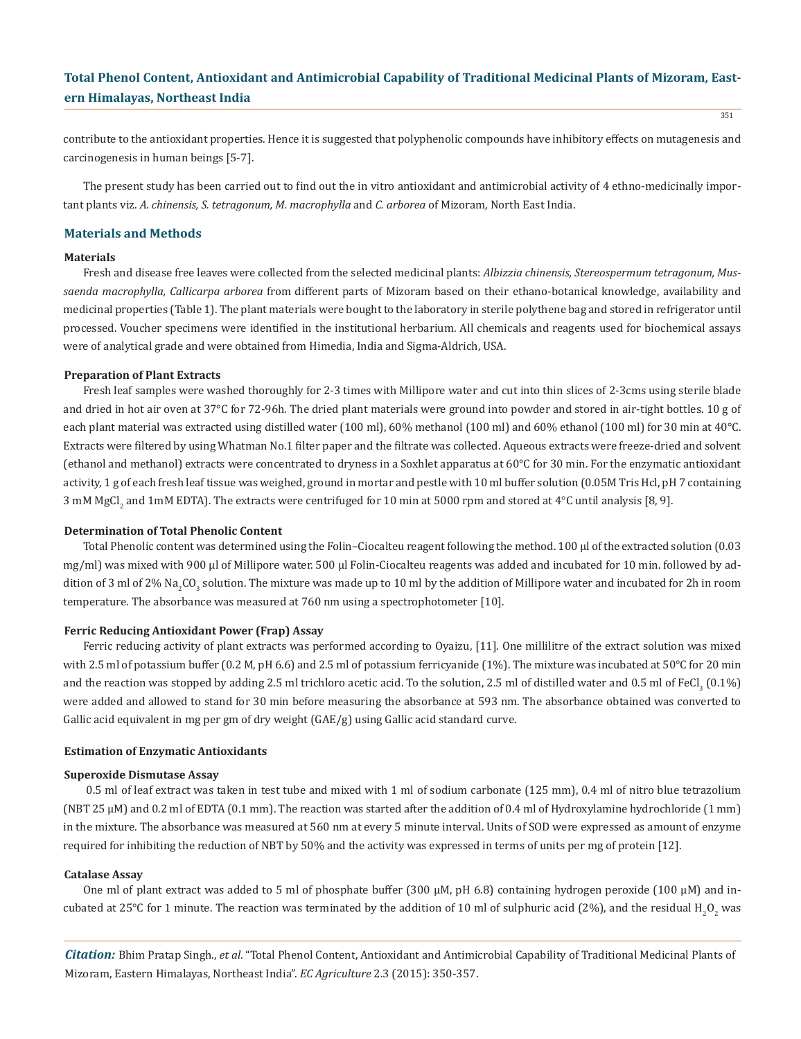contribute to the antioxidant properties. Hence it is suggested that polyphenolic compounds have inhibitory effects on mutagenesis and carcinogenesis in human beings [5-7].

The present study has been carried out to find out the in vitro antioxidant and antimicrobial activity of 4 ethno-medicinally important plants viz. *A. chinensis, S. tetragonum, M. macrophylla* and *C. arborea* of Mizoram, North East India.

## Materials and Methods

### Materials

Fresh and disease free leaves were collected from the selected medicinal plants: *Albizzia chinensis, Stereospermum tetragonum, Mussaenda macrophylla, Callicarpa arborea* from different parts of Mizoram based on their ethano-botanical knowledge, availability and medicinal properties (Table 1). The plant materials were bought to the laboratory in sterile polythene bag and stored in refrigerator until processed. Voucher specimens were identified in the institutional herbarium. All chemicals and reagents used for biochemical assays were of analytical grade and were obtained from Himedia, India and Sigma-Aldrich, USA.

### Preparation of Plant Extracts

Fresh leaf samples were washed thoroughly for 2-3 times with Millipore water and cut into thin slices of 2-3cms using sterile blade and dried in hot air oven at 37°C for 72-96h. The dried plant materials were ground into powder and stored in air-tight bottles. 10 g of each plant material was extracted using distilled water (100 ml), 60% methanol (100 ml) and 60% ethanol (100 ml) for 30 min at 40°C. Extracts were filtered by using Whatman No.1 filter paper and the filtrate was collected. Aqueous extracts were freeze-dried and solvent (ethanol and methanol) extracts were concentrated to dryness in a Soxhlet apparatus at 60°C for 30 min. For the enzymatic antioxidant activity, 1 g of each fresh leaf tissue was weighed, ground in mortar and pestle with 10 ml buffer solution (0.05M Tris Hcl, pH 7 containing 3 mM $MgCl_2$ and 1mM EDTA). The extracts were centrifuged for 10 min at 5000 rpm and stored at 4°C until analysis [8, 9].

### Determination of Total Phenolic Content

Total Phenolic content was determined using the Folin–Ciocalteu reagent following the method. 100 µl of the extracted solution (0.03 mg/ml) was mixed with 900 µl of Millipore water. 500 µl Folin-Ciocalteu reagents was added and incubated for 10 min. followed by addition of 3 ml of 2% $Na_2CO_3$ solution. The mixture was made up to 10 ml by the addition of Millipore water and incubated for 2h in room temperature. The absorbance was measured at 760 nm using a spectrophotometer [10].

### Ferric Reducing Antioxidant Power (Frap) Assay

Ferric reducing activity of plant extracts was performed according to Oyaizu, [11]. One millilitre of the extract solution was mixed with 2.5 ml of potassium buffer (0.2 M, pH 6.6) and 2.5 ml of potassium ferricyanide (1%). The mixture was incubated at 50°C for 20 min and the reaction was stopped by adding 2.5 ml trichloro acetic acid. To the solution, 2.5 ml of distilled water and 0.5 ml of $FeCl_3$ (0.1%) were added and allowed to stand for 30 min before measuring the absorbance at 593 nm. The absorbance obtained was converted to Gallic acid equivalent in mg per gm of dry weight (GAE/g) using Gallic acid standard curve.

### Estimation of Enzymatic Antioxidants

#### Superoxide Dismutase Assay

0.5 ml of leaf extract was taken in test tube and mixed with 1 ml of sodium carbonate (125 mm), 0.4 ml of nitro blue tetrazolium (NBT 25 µM) and 0.2 ml of EDTA (0.1 mm). The reaction was started after the addition of 0.4 ml of Hydroxylamine hydrochloride (1 mm) in the mixture. The absorbance was measured at 560 nm at every 5 minute interval. Units of SOD were expressed as amount of enzyme required for inhibiting the reduction of NBT by 50% and the activity was expressed in terms of units per mg of protein [12].

#### Catalase Assay

One ml of plant extract was added to 5 ml of phosphate buffer (300 µM, pH 6.8) containing hydrogen peroxide (100 µM) and incubated at 25°C for 1 minute. The reaction was terminated by the addition of 10 ml of sulphuric acid (2%), and the residual $H_2O_2$ was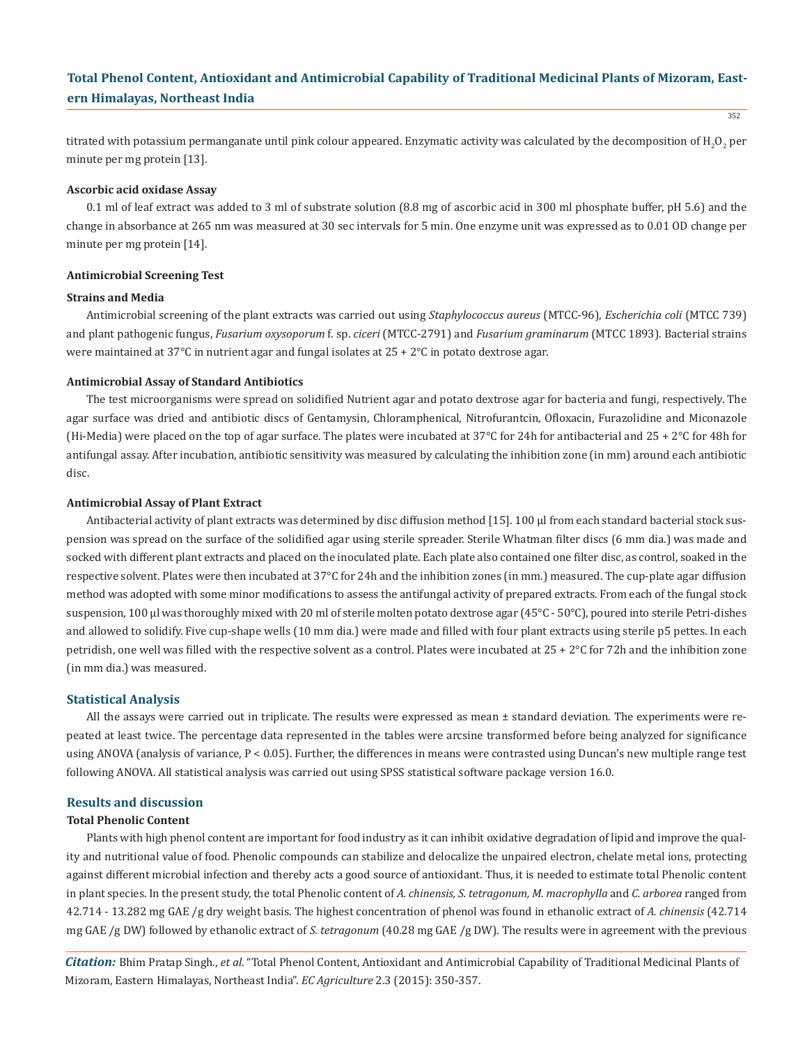titrated with potassium permanganate until pink colour appeared. Enzymatic activity was calculated by the decomposition of $H_2O_2$ per minute per mg protein [13].

#### Ascorbic acid oxidase Assay

0.1 ml of leaf extract was added to 3 ml of substrate solution (8.8 mg of ascorbic acid in 300 ml phosphate buffer, pH 5.6) and the change in absorbance at 265 nm was measured at 30 sec intervals for 5 min. One enzyme unit was expressed as to 0.01 OD change per minute per mg protein [14].

#### Antimicrobial Screening Test

#### Strains and Media

Antimicrobial screening of the plant extracts was carried out using *Staphylococcus aureus* (MTCC-96), *Escherichia coli* (MTCC 739) and plant pathogenic fungus, *Fusarium oxysoporum* f. sp. *ciceri* (MTCC-2791) and *Fusarium graminarum* (MTCC 1893). Bacterial strains were maintained at 37°C in nutrient agar and fungal isolates at 25 + 2°C in potato dextrose agar.

#### Antimicrobial Assay of Standard Antibiotics

The test microorganisms were spread on solidified Nutrient agar and potato dextrose agar for bacteria and fungi, respectively. The agar surface was dried and antibiotic discs of Gentamysin, Chloramphenical, Nitrofurantcin, Ofloxacin, Furazolidine and Miconazole (Hi-Media) were placed on the top of agar surface. The plates were incubated at 37°C for 24h for antibacterial and 25 + 2°C for 48h for antifungal assay. After incubation, antibiotic sensitivity was measured by calculating the inhibition zone (in mm) around each antibiotic disc.

#### Antimicrobial Assay of Plant Extract

Antibacterial activity of plant extracts was determined by disc diffusion method [15]. 100 µl from each standard bacterial stock suspension was spread on the surface of the solidified agar using sterile spreader. Sterile Whatman filter discs (6 mm dia.) was made and socked with different plant extracts and placed on the inoculated plate. Each plate also contained one filter disc, as control, soaked in the respective solvent. Plates were then incubated at 37°C for 24h and the inhibition zones (in mm.) measured. The cup-plate agar diffusion method was adopted with some minor modifications to assess the antifungal activity of prepared extracts. From each of the fungal stock suspension, 100 µl was thoroughly mixed with 20 ml of sterile molten potato dextrose agar (45°C - 50°C), poured into sterile Petri-dishes and allowed to solidify. Five cup-shape wells (10 mm dia.) were made and filled with four plant extracts using sterile p5 pettes. In each petridish, one well was filled with the respective solvent as a control. Plates were incubated at 25 + 2°C for 72h and the inhibition zone (in mm dia.) was measured.

### Statistical Analysis

All the assays were carried out in triplicate. The results were expressed as mean ± standard deviation. The experiments were repeated at least twice. The percentage data represented in the tables were arcsine transformed before being analyzed for significance using ANOVA (analysis of variance, $P < 0.05$). Further, the differences in means were contrasted using Duncan's new multiple range test following ANOVA. All statistical analysis was carried out using SPSS statistical software package version 16.0.

### Results and discussion

#### Total Phenolic Content

Plants with high phenol content are important for food industry as it can inhibit oxidative degradation of lipid and improve the quality and nutritional value of food. Phenolic compounds can stabilize and delocalize the unpaired electron, chelate metal ions, protecting against different microbial infection and thereby acts a good source of antioxidant. Thus, it is needed to estimate total Phenolic content in plant species. In the present study, the total Phenolic content of *A. chinensis, S. tetragonum, M. macrophylla* and *C. arborea* ranged from 42.714 - 13.282 mg GAE /g dry weight basis. The highest concentration of phenol was found in ethanolic extract of *A. chinensis* (42.714 mg GAE /g DW) followed by ethanolic extract of *S. tetragonum* (40.28 mg GAE /g DW). The results were in agreement with the previous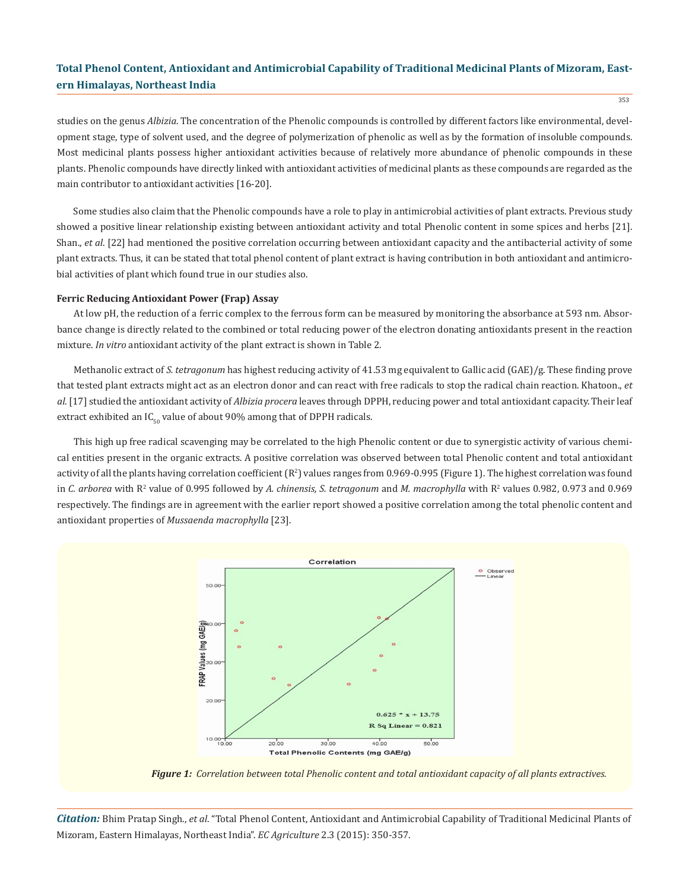studies on the genus *Albizia*. The concentration of the Phenolic compounds is controlled by different factors like environmental, development stage, type of solvent used, and the degree of polymerization of phenolic as well as by the formation of insoluble compounds. Most medicinal plants possess higher antioxidant activities because of relatively more abundance of phenolic compounds in these plants. Phenolic compounds have directly linked with antioxidant activities of medicinal plants as these compounds are regarded as the main contributor to antioxidant activities [16-20].

Some studies also claim that the Phenolic compounds have a role to play in antimicrobial activities of plant extracts. Previous study showed a positive linear relationship existing between antioxidant activity and total Phenolic content in some spices and herbs [21]. Shan., *et al*. [22] had mentioned the positive correlation occurring between antioxidant capacity and the antibacterial activity of some plant extracts. Thus, it can be stated that total phenol content of plant extract is having contribution in both antioxidant and antimicrobial activities of plant which found true in our studies also.

**Ferric Reducing Antioxidant Power (Frap) Assay**

At low pH, the reduction of a ferric complex to the ferrous form can be measured by monitoring the absorbance at 593 nm. Absorbance change is directly related to the combined or total reducing power of the electron donating antioxidants present in the reaction mixture. *In vitro* antioxidant activity of the plant extract is shown in Table 2.

Methanolic extract of *S. tetragonum* has highest reducing activity of 41.53 mg equivalent to Gallic acid (GAE)/g. These finding prove that tested plant extracts might act as an electron donor and can react with free radicals to stop the radical chain reaction. Khatoon., *et al*. [17] studied the antioxidant activity of *Albizia procera* leaves through DPPH, reducing power and total antioxidant capacity. Their leaf extract exhibited an $IC_{50}$ value of about 90% among that of DPPH radicals.

This high up free radical scavenging may be correlated to the high Phenolic content or due to synergistic activity of various chemical entities present in the organic extracts. A positive correlation was observed between total Phenolic content and total antioxidant activity of all the plants having correlation coefficient ($R^2$) values ranges from 0.969-0.995 (Figure 1). The highest correlation was found in *C. arborea* with $R^2$ value of 0.995 followed by *A. chinensis, S. tetragonum* and *M. macrophylla* with $R^2$ values 0.982, 0.973 and 0.969 respectively. The findings are in agreement with the earlier report showed a positive correlation among the total phenolic content and antioxidant properties of *Mussaenda macrophylla* [23].

*Figure 1: Correlation between total Phenolic content and total antioxidant capacity of all plants extractives.*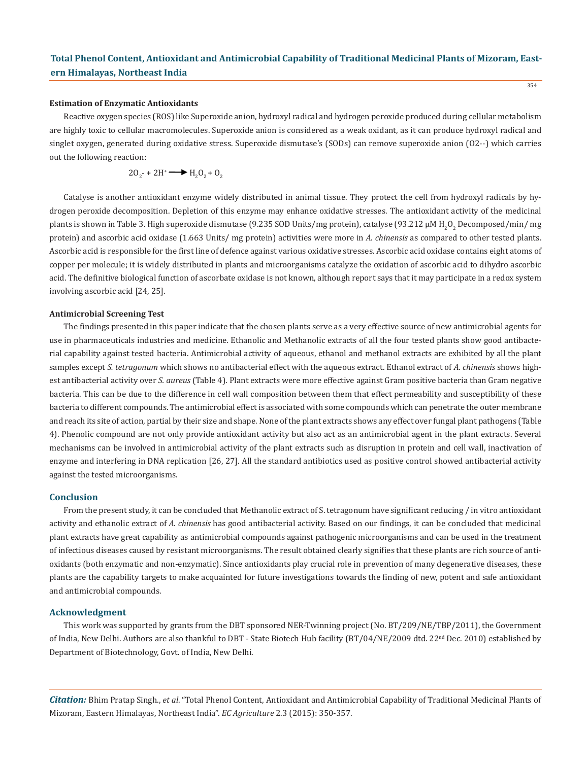**Estimation of Enzymatic Antioxidants**

Reactive oxygen species (ROS) like Superoxide anion, hydroxyl radical and hydrogen peroxide produced during cellular metabolism are highly toxic to cellular macromolecules. Superoxide anion is considered as a weak oxidant, as it can produce hydroxyl radical and singlet oxygen, generated during oxidative stress. Superoxide dismutase's (SODs) can remove superoxide anion (O2--) which carries out the following reaction:

$$2O_2^- + 2H^+ \longrightarrow H_2O_2 + O_2$$

Catalyse is another antioxidant enzyme widely distributed in animal tissue. They protect the cell from hydroxyl radicals by hydrogen peroxide decomposition. Depletion of this enzyme may enhance oxidative stresses. The antioxidant activity of the medicinal plants is shown in Table 3. High superoxide dismutase (9.235 SOD Units/mg protein), catalyse (93.212 μM $H_2O_2$ Decomposed/min/ mg protein) and ascorbic acid oxidase (1.663 Units/ mg protein) activities were more in *A. chinensis* as compared to other tested plants. Ascorbic acid is responsible for the first line of defence against various oxidative stresses. Ascorbic acid oxidase contains eight atoms of copper per molecule; it is widely distributed in plants and microorganisms catalyze the oxidation of ascorbic acid to dihydro ascorbic acid. The definitive biological function of ascorbate oxidase is not known, although report says that it may participate in a redox system involving ascorbic acid [24, 25].

**Antimicrobial Screening Test**

The findings presented in this paper indicate that the chosen plants serve as a very effective source of new antimicrobial agents for use in pharmaceuticals industries and medicine. Ethanolic and Methanolic extracts of all the four tested plants show good antibacterial capability against tested bacteria. Antimicrobial activity of aqueous, ethanol and methanol extracts are exhibited by all the plant samples except *S. tetragonum* which shows no antibacterial effect with the aqueous extract. Ethanol extract of *A. chinensis* shows highest antibacterial activity over *S. aureus* (Table 4). Plant extracts were more effective against Gram positive bacteria than Gram negative bacteria. This can be due to the difference in cell wall composition between them that effect permeability and susceptibility of these bacteria to different compounds. The antimicrobial effect is associated with some compounds which can penetrate the outer membrane and reach its site of action, partial by their size and shape. None of the plant extracts shows any effect over fungal plant pathogens (Table 4). Phenolic compound are not only provide antioxidant activity but also act as an antimicrobial agent in the plant extracts. Several mechanisms can be involved in antimicrobial activity of the plant extracts such as disruption in protein and cell wall, inactivation of enzyme and interfering in DNA replication [26, 27]. All the standard antibiotics used as positive control showed antibacterial activity against the tested microorganisms.

## Conclusion

From the present study, it can be concluded that Methanolic extract of S. tetragonum have significant reducing / in vitro antioxidant activity and ethanolic extract of *A. chinensis* has good antibacterial activity. Based on our findings, it can be concluded that medicinal plant extracts have great capability as antimicrobial compounds against pathogenic microorganisms and can be used in the treatment of infectious diseases caused by resistant microorganisms. The result obtained clearly signifies that these plants are rich source of antioxidants (both enzymatic and non-enzymatic). Since antioxidants play crucial role in prevention of many degenerative diseases, these plants are the capability targets to make acquainted for future investigations towards the finding of new, potent and safe antioxidant and antimicrobial compounds.

## Acknowledgment

This work was supported by grants from the DBT sponsored NER-Twinning project (No. BT/209/NE/TBP/2011), the Government of India, New Delhi. Authors are also thankful to DBT - State Biotech Hub facility (BT/04/NE/2009 dtd. 22nd Dec. 2010) established by Department of Biotechnology, Govt. of India, New Delhi.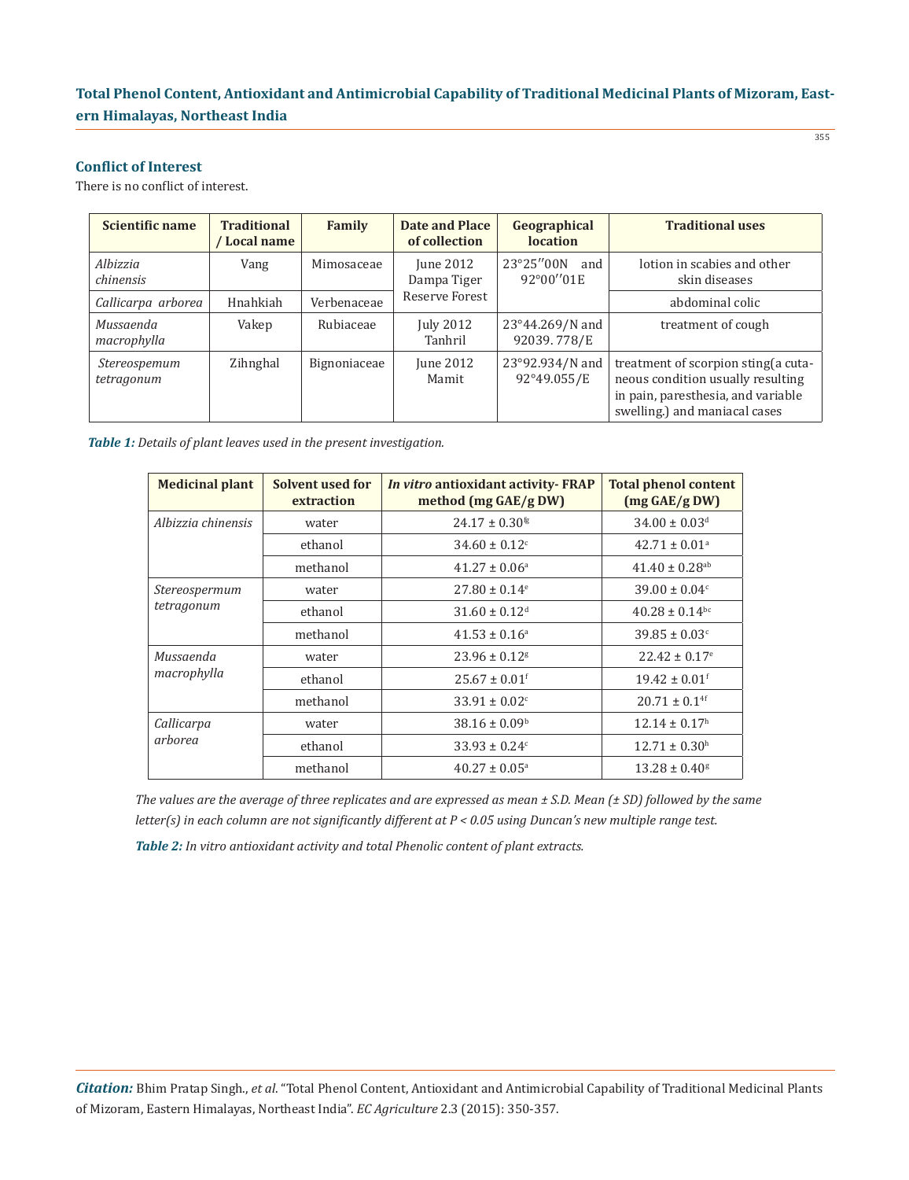### Conflict of Interest

There is no conflict of interest.

| Scientific name | Traditional / Local name | Family | Date and Place of collection | Geographical location | Traditional uses |
|---|---|---|---|---|---|
| *Albizzia chinensis* | Vang | Mimosaceae | June 2012 Dampa Tiger Reserve Forest | 23°25′′00N and 92°00′′01E | lotion in scabies and other skin diseases |
| *Callicarpa arborea* | Hnahkiah | Verbenaceae | | | abdominal colic |
| *Mussaenda macrophylla* | Vakep | Rubiaceae | July 2012 Tanhril | 23°44.269/N and 92039. 778/E | treatment of cough |
| *Stereospemum tetragonum* | Zihnghal | Bignoniaceae | June 2012 Mamit | 23°92.934/N and 92°49.055/E | treatment of scorpion sting(a cutaneous condition usually resulting in pain, paresthesia, and variable swelling.) and maniacal cases |

***Table 1:*** *Details of plant leaves used in the present investigation.*

| Medicinal plant | Solvent used for extraction | *In vitro* antioxidant activity- FRAP method (mg GAE/g DW) | Total phenol content (mg GAE/g DW) |
|---|---|---|---|
| *Albizzia chinensis* | water | 24.17 ± 0.30[fg] | 34.00 ± 0.03[d] |
| | ethanol | 34.60 ± 0.12[c] | 42.71 ± 0.01[a] |
| | methanol | 41.27 ± 0.06[a] | 41.40 ± 0.28[ab] |
| *Stereospermum tetragonum* | water | 27.80 ± 0.14[e] | 39.00 ± 0.04[c] |
| | ethanol | 31.60 ± 0.12[d] | 40.28 ± 0.14[bc] |
| | methanol | 41.53 ± 0.16[a] | 39.85 ± 0.03[c] |
| *Mussaenda macrophylla* | water | 23.96 ± 0.12[g] | 22.42 ± 0.17[e] |
| | ethanol | 25.67 ± 0.01[f] | 19.42 ± 0.01[f] |
| | methanol | 33.91 ± 0.02[c] | 20.71 ± 0.1[4f] |
| *Callicarpa arborea* | water | 38.16 ± 0.09[b] | 12.14 ± 0.17[h] |
| | ethanol | 33.93 ± 0.24[c] | 12.71 ± 0.30[h] |
| | methanol | 40.27 ± 0.05[a] | 13.28 ± 0.40[g] |

*The values are the average of three replicates and are expressed as mean ± S.D. Mean (± SD) followed by the same letter(s) in each column are not significantly different at $P < 0.05$ using Duncan's new multiple range test.*

***Table 2:*** *In vitro antioxidant activity and total Phenolic content of plant extracts.*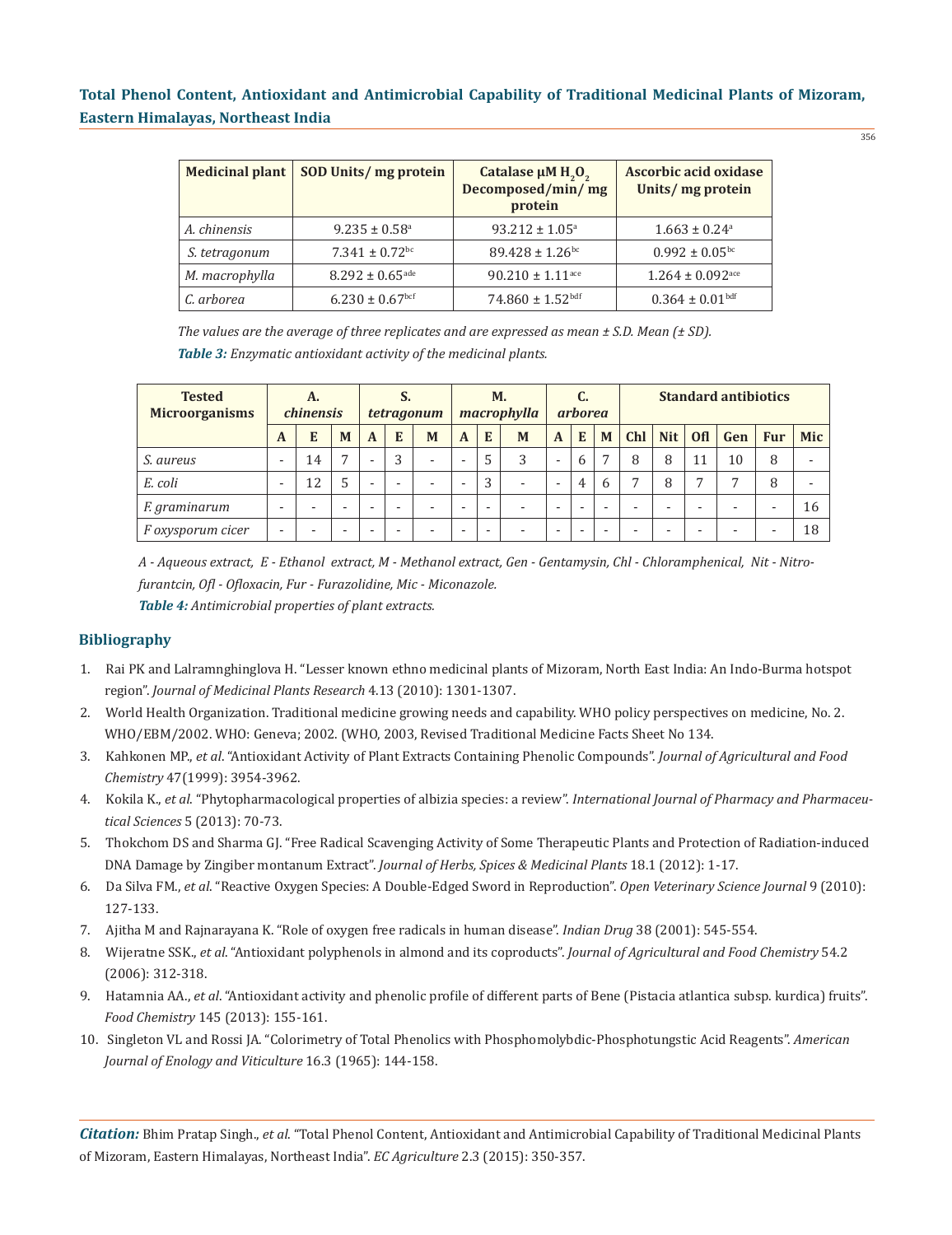| Medicinal plant | SOD Units/ mg protein | Catalase µM $H_2O_2$ Decomposed/min/ mg protein | Ascorbic acid oxidase Units/ mg protein |
|---|---|---|---|
| *A. chinensis* | $9.235 \pm 0.58^{a}$ | $93.212 \pm 1.05^{a}$ | $1.663 \pm 0.24^{a}$ |
| *S. tetragonum* | $7.341 \pm 0.72^{bc}$ | $89.428 \pm 1.26^{bc}$ | $0.992 \pm 0.05^{bc}$ |
| *M. macrophylla* | $8.292 \pm 0.65^{ade}$ | $90.210 \pm 1.11^{ace}$ | $1.264 \pm 0.092^{ace}$ |
| *C. arborea* | $6.230 \pm 0.67^{bcf}$ | $74.860 \pm 1.52^{bdf}$ | $0.364 \pm 0.01^{bdf}$ |

*The values are the average of three replicates and are expressed as mean ± S.D. Mean (± SD).*

***Table 3:*** *Enzymatic antioxidant activity of the medicinal plants.*

| Tested Microorganisms | *A. chinensis* | | | *S. tetragonum* | | | *M. macrophylla* | | | *C. arborea* | | | Standard antibiotics | | | | | |
|---|---|---|---|---|---|---|---|---|---|---|---|---|---|---|---|---|---|---|
| | A | E | M | A | E | M | A | E | M | A | E | M | Chl | Nit | Ofl | Gen | Fur | Mic |
| *S. aureus* | - | 14 | 7 | - | 3 | - | - | 5 | 3 | - | 6 | 7 | 8 | 8 | 11 | 10 | 8 | - |
| *E. coli* | - | 12 | 5 | - | - | - | - | 3 | - | - | 4 | 6 | 7 | 8 | 7 | 7 | 8 | - |
| *F. graminarum* | - | - | - | - | - | - | - | - | - | - | - | - | - | - | - | - | - | 16 |
| *F oxysporum cicer* | - | - | - | - | - | - | - | - | - | - | - | - | - | - | - | - | - | 18 |

*A - Aqueous extract, E - Ethanol extract, M - Methanol extract, Gen - Gentamysin, Chl - Chloramphenical, Nit - Nitrofurantcin, Ofl - Ofloxacin, Fur - Furazolidine, Mic - Miconazole.*

***Table 4:*** *Antimicrobial properties of plant extracts.*

## Bibliography

1. Rai PK and Lalramnghinglova H. "Lesser known ethno medicinal plants of Mizoram, North East India: An Indo-Burma hotspot region". *Journal of Medicinal Plants Research* 4.13 (2010): 1301-1307.
2. World Health Organization. Traditional medicine growing needs and capability. WHO policy perspectives on medicine, No. 2. WHO/EBM/2002. WHO: Geneva; 2002. (WHO, 2003, Revised Traditional Medicine Facts Sheet No 134.
3. Kahkonen MP., *et al*. "Antioxidant Activity of Plant Extracts Containing Phenolic Compounds". *Journal of Agricultural and Food Chemistry* 47(1999): 3954-3962.
4. Kokila K., *et al*. "Phytopharmacological properties of albizia species: a review". *International Journal of Pharmacy and Pharmaceutical Sciences* 5 (2013): 70-73.
5. Thokchom DS and Sharma GJ. "Free Radical Scavenging Activity of Some Therapeutic Plants and Protection of Radiation-induced DNA Damage by Zingiber montanum Extract". *Journal of Herbs, Spices & Medicinal Plants* 18.1 (2012): 1-17.
6. Da Silva FM., *et al*. "Reactive Oxygen Species: A Double-Edged Sword in Reproduction". *Open Veterinary Science Journal* 9 (2010): 127-133.
7. Ajitha M and Rajnarayana K. "Role of oxygen free radicals in human disease". *Indian Drug* 38 (2001): 545-554.
8. Wijeratne SSK., *et al*. "Antioxidant polyphenols in almond and its coproducts". *Journal of Agricultural and Food Chemistry* 54.2 (2006): 312-318.
9. Hatamnia AA., *et al*. "Antioxidant activity and phenolic profile of different parts of Bene (Pistacia atlantica subsp. kurdica) fruits". *Food Chemistry* 145 (2013): 155-161.
10. Singleton VL and Rossi JA. "Colorimetry of Total Phenolics with Phosphomolybdic-Phosphotungstic Acid Reagents". *American Journal of Enology and Viticulture* 16.3 (1965): 144-158.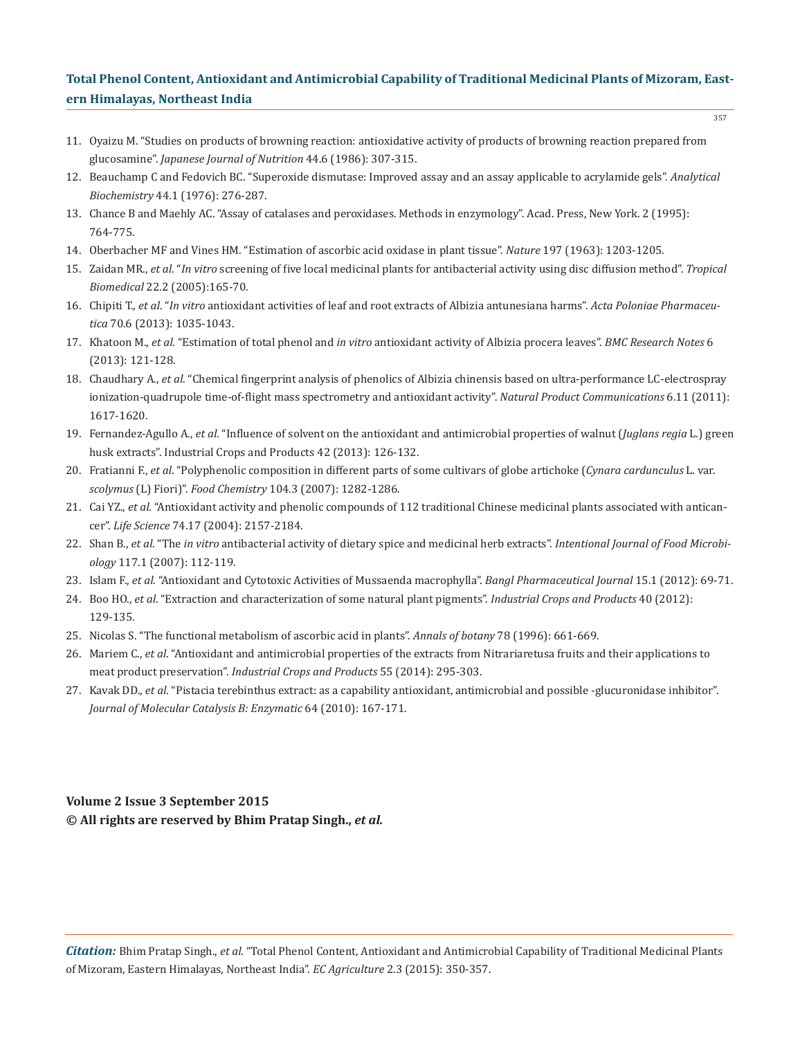11. Oyaizu M. "Studies on products of browning reaction: antioxidative activity of products of browning reaction prepared from glucosamine". *Japanese Journal of Nutrition* 44.6 (1986): 307-315.
12. Beauchamp C and Fedovich BC. "Superoxide dismutase: Improved assay and an assay applicable to acrylamide gels". *Analytical Biochemistry* 44.1 (1976): 276-287.
13. Chance B and Maehly AC. "Assay of catalases and peroxidases. Methods in enzymology". Acad. Press, New York. 2 (1995): 764-775.
14. Oberbacher MF and Vines HM. "Estimation of ascorbic acid oxidase in plant tissue". *Nature* 197 (1963): 1203-1205.
15. Zaidan MR., *et al*. "*In vitro* screening of five local medicinal plants for antibacterial activity using disc diffusion method". *Tropical Biomedical* 22.2 (2005):165-70.
16. Chipiti T., *et al*. "*In vitro* antioxidant activities of leaf and root extracts of Albizia antunesiana harms". *Acta Poloniae Pharmaceutica* 70.6 (2013): 1035-1043.
17. Khatoon M., *et al*. "Estimation of total phenol and *in vitro* antioxidant activity of Albizia procera leaves". *BMC Research Notes* 6 (2013): 121-128.
18. Chaudhary A., *et al*. "Chemical fingerprint analysis of phenolics of Albizia chinensis based on ultra-performance LC-electrospray ionization-quadrupole time-of-flight mass spectrometry and antioxidant activity". *Natural Product Communications* 6.11 (2011): 1617-1620.
19. Fernandez-Agullo A., *et al*. "Influence of solvent on the antioxidant and antimicrobial properties of walnut (*Juglans regia* L.) green husk extracts". Industrial Crops and Products 42 (2013): 126-132.
20. Fratianni F., *et al*. "Polyphenolic composition in different parts of some cultivars of globe artichoke (*Cynara cardunculus* L. var. *scolymus* (L) Fiori)". *Food Chemistry* 104.3 (2007): 1282-1286.
21. Cai YZ., *et al*. "Antioxidant activity and phenolic compounds of 112 traditional Chinese medicinal plants associated with anticancer". *Life Science* 74.17 (2004): 2157-2184.
22. Shan B., *et al*. "The *in vitro* antibacterial activity of dietary spice and medicinal herb extracts". *Intentional Journal of Food Microbiology* 117.1 (2007): 112-119.
23. Islam F., *et al*. "Antioxidant and Cytotoxic Activities of Mussaenda macrophylla". *Bangl Pharmaceutical Journal* 15.1 (2012): 69-71.
24. Boo HO., *et al*. "Extraction and characterization of some natural plant pigments". *Industrial Crops and Products* 40 (2012): 129-135.
25. Nicolas S. "The functional metabolism of ascorbic acid in plants". *Annals of botany* 78 (1996): 661-669.
26. Mariem C., *et al*. "Antioxidant and antimicrobial properties of the extracts from Nitrariaretusa fruits and their applications to meat product preservation". *Industrial Crops and Products* 55 (2014): 295-303.
27. Kavak DD., *et al*. "Pistacia terebinthus extract: as a capability antioxidant, antimicrobial and possible -glucuronidase inhibitor". *Journal of Molecular Catalysis B: Enzymatic* 64 (2010): 167-171.

**Volume 2 Issue 3 September 2015**
**© All rights are reserved by Bhim Pratap Singh., *et al.***